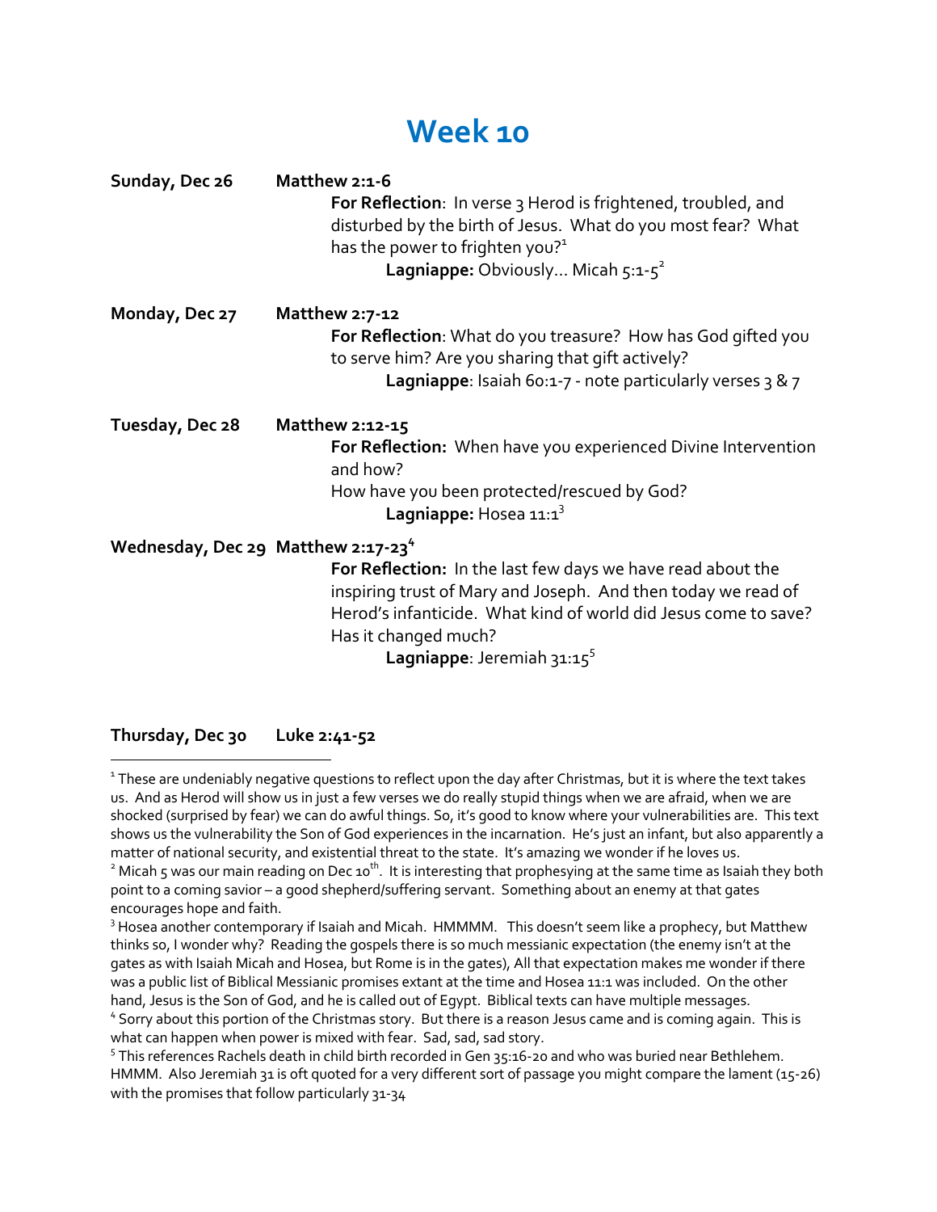# Week 10

**Sunday, Dec 26** **Matthew 2:1-6**

**For Reflection**: In verse 3 Herod is frightened, troubled, and disturbed by the birth of Jesus. What do you most fear? What has the power to frighten you?[1]

**Lagniappe:** Obviously… Micah 5:1-5[2]

**Monday, Dec 27** **Matthew 2:7-12**

**For Reflection**: What do you treasure? How has God gifted you to serve him? Are you sharing that gift actively?

**Lagniappe**: Isaiah 60:1-7 - note particularly verses 3 & 7

**Tuesday, Dec 28** **Matthew 2:12-15**

**For Reflection:** When have you experienced Divine Intervention and how?

How have you been protected/rescued by God?

**Lagniappe:** Hosea 11:1[3]

**Wednesday, Dec 29** **Matthew 2:17-23**[4]

**For Reflection:** In the last few days we have read about the inspiring trust of Mary and Joseph. And then today we read of Herod's infanticide. What kind of world did Jesus come to save? Has it changed much?

**Lagniappe**: Jeremiah 31:15[5]

**Thursday, Dec 30** **Luke 2:41-52**

---

[1] These are undeniably negative questions to reflect upon the day after Christmas, but it is where the text takes us. And as Herod will show us in just a few verses we do really stupid things when we are afraid, when we are shocked (surprised by fear) we can do awful things. So, it's good to know where your vulnerabilities are. This text shows us the vulnerability the Son of God experiences in the incarnation. He's just an infant, but also apparently a matter of national security, and existential threat to the state. It's amazing we wonder if he loves us.

[2] Micah 5 was our main reading on Dec 10th. It is interesting that prophesying at the same time as Isaiah they both point to a coming savior – a good shepherd/suffering servant. Something about an enemy at that gates encourages hope and faith.

[3] Hosea another contemporary if Isaiah and Micah. HMMMM. This doesn't seem like a prophecy, but Matthew thinks so, I wonder why? Reading the gospels there is so much messianic expectation (the enemy isn't at the gates as with Isaiah Micah and Hosea, but Rome is in the gates), All that expectation makes me wonder if there was a public list of Biblical Messianic promises extant at the time and Hosea 11:1 was included. On the other hand, Jesus is the Son of God, and he is called out of Egypt. Biblical texts can have multiple messages.

[4] Sorry about this portion of the Christmas story. But there is a reason Jesus came and is coming again. This is what can happen when power is mixed with fear. Sad, sad, sad story.

[5] This references Rachels death in child birth recorded in Gen 35:16-20 and who was buried near Bethlehem. HMMM. Also Jeremiah 31 is oft quoted for a very different sort of passage you might compare the lament (15-26) with the promises that follow particularly 31-34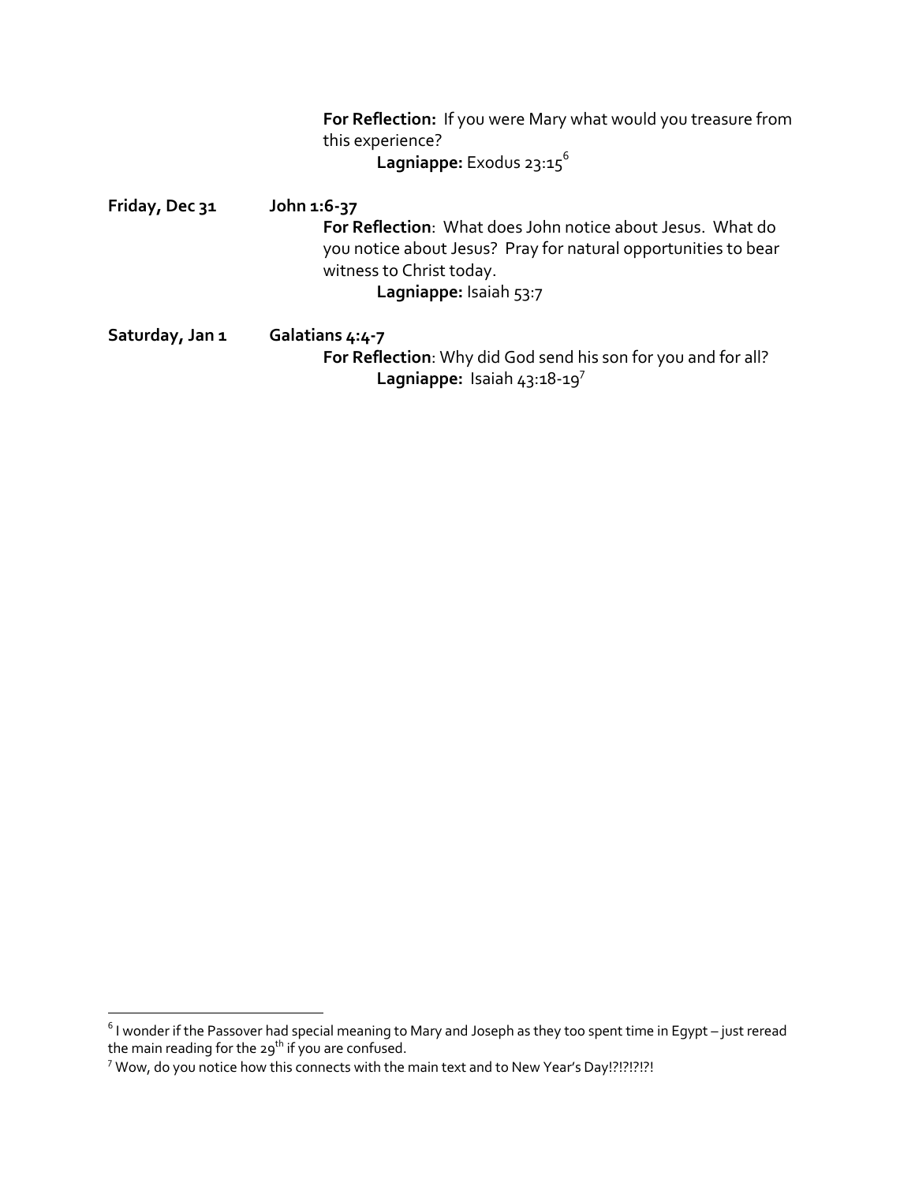**For Reflection:** If you were Mary what would you treasure from this experience?

**Lagniappe:** Exodus 23:15[6]

**Friday, Dec 31** **John 1:6-37**

**For Reflection**: What does John notice about Jesus. What do you notice about Jesus? Pray for natural opportunities to bear witness to Christ today.

**Lagniappe:** Isaiah 53:7

**Saturday, Jan 1** **Galatians 4:4-7**

**For Reflection**: Why did God send his son for you and for all?

**Lagniappe:** Isaiah 43:18-19[7]

---

[6] I wonder if the Passover had special meaning to Mary and Joseph as they too spent time in Egypt – just reread the main reading for the 29th if you are confused.

[7] Wow, do you notice how this connects with the main text and to New Year's Day!?!?!?!?!